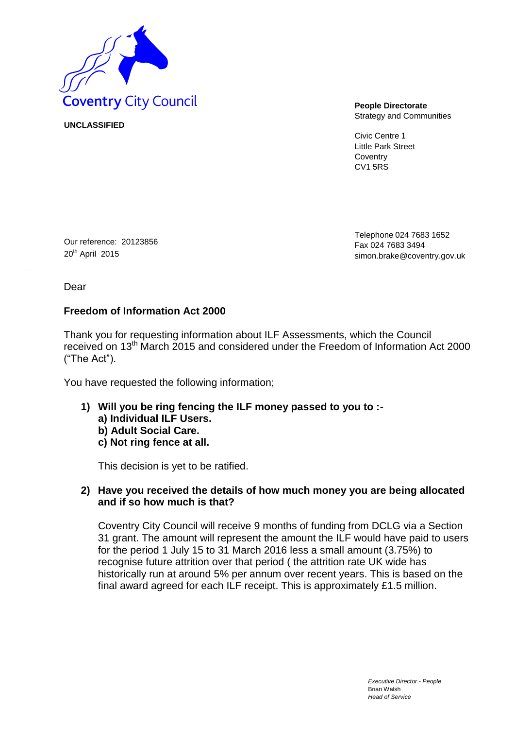Coventry City Council

**UNCLASSIFIED**

**People Directorate**
Strategy and Communities

Civic Centre 1
Little Park Street
Coventry
CV1 5RS

Telephone 024 7683 1652
Fax 024 7683 3494
simon.brake@coventry.gov.uk

Our reference: 20123856
20th April 2015

Dear

**Freedom of Information Act 2000**

Thank you for requesting information about ILF Assessments, which the Council received on 13th March 2015 and considered under the Freedom of Information Act 2000 ("The Act").

You have requested the following information;

1) **Will you be ring fencing the ILF money passed to you to :-**
   **a) Individual ILF Users.**
   **b) Adult Social Care.**
   **c) Not ring fence at all.**

   This decision is yet to be ratified.

2) **Have you received the details of how much money you are being allocated and if so how much is that?**

   Coventry City Council will receive 9 months of funding from DCLG via a Section 31 grant. The amount will represent the amount the ILF would have paid to users for the period 1 July 15 to 31 March 2016 less a small amount (3.75%) to recognise future attrition over that period ( the attrition rate UK wide has historically run at around 5% per annum over recent years. This is based on the final award agreed for each ILF receipt. This is approximately £1.5 million.

*Executive Director - People*
Brian Walsh
*Head of Service*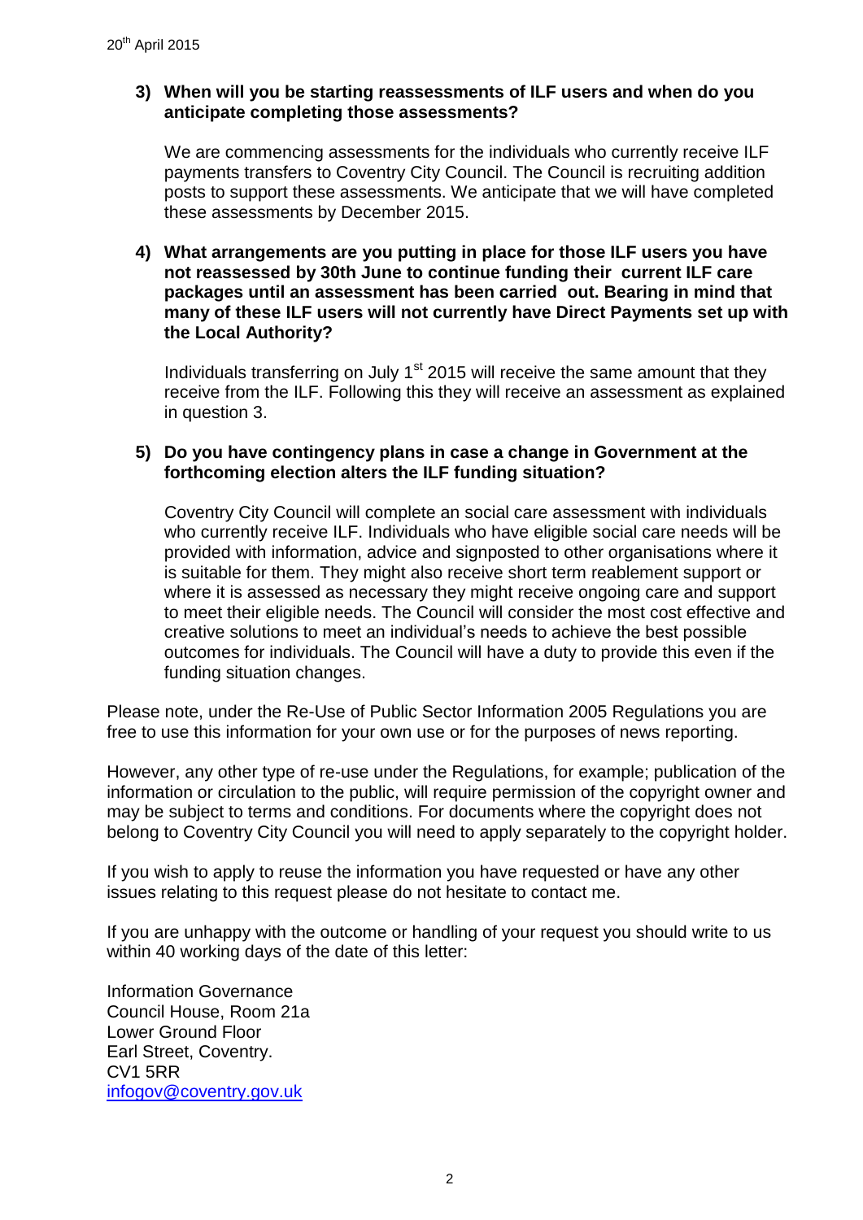20th April 2015

**3) When will you be starting reassessments of ILF users and when do you anticipate completing those assessments?**

We are commencing assessments for the individuals who currently receive ILF payments transfers to Coventry City Council. The Council is recruiting addition posts to support these assessments. We anticipate that we will have completed these assessments by December 2015.

**4) What arrangements are you putting in place for those ILF users you have not reassessed by 30th June to continue funding their current ILF care packages until an assessment has been carried out. Bearing in mind that many of these ILF users will not currently have Direct Payments set up with the Local Authority?**

Individuals transferring on July 1st 2015 will receive the same amount that they receive from the ILF. Following this they will receive an assessment as explained in question 3.

**5) Do you have contingency plans in case a change in Government at the forthcoming election alters the ILF funding situation?**

Coventry City Council will complete an social care assessment with individuals who currently receive ILF. Individuals who have eligible social care needs will be provided with information, advice and signposted to other organisations where it is suitable for them. They might also receive short term reablement support or where it is assessed as necessary they might receive ongoing care and support to meet their eligible needs. The Council will consider the most cost effective and creative solutions to meet an individual's needs to achieve the best possible outcomes for individuals. The Council will have a duty to provide this even if the funding situation changes.

Please note, under the Re-Use of Public Sector Information 2005 Regulations you are free to use this information for your own use or for the purposes of news reporting.

However, any other type of re-use under the Regulations, for example; publication of the information or circulation to the public, will require permission of the copyright owner and may be subject to terms and conditions. For documents where the copyright does not belong to Coventry City Council you will need to apply separately to the copyright holder.

If you wish to apply to reuse the information you have requested or have any other issues relating to this request please do not hesitate to contact me.

If you are unhappy with the outcome or handling of your request you should write to us within 40 working days of the date of this letter:

Information Governance
Council House, Room 21a
Lower Ground Floor
Earl Street, Coventry.
CV1 5RR
infogov@coventry.gov.uk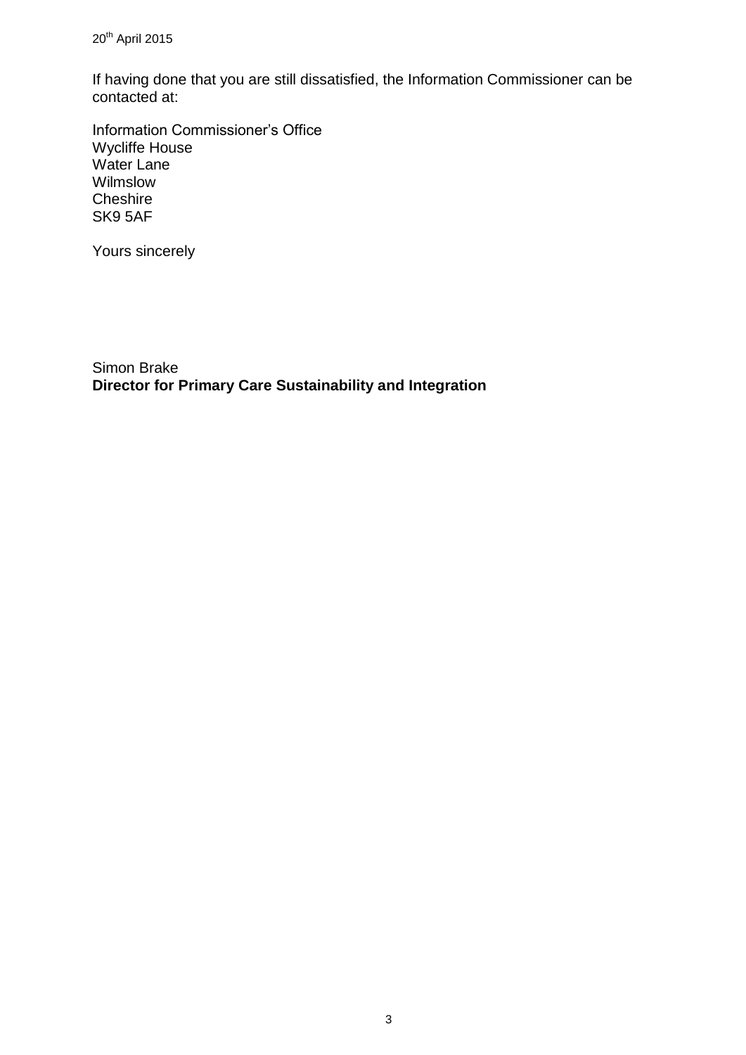If having done that you are still dissatisfied, the Information Commissioner can be contacted at:

Information Commissioner's Office
Wycliffe House
Water Lane
Wilmslow
Cheshire
SK9 5AF

Yours sincerely

Simon Brake
**Director for Primary Care Sustainability and Integration**